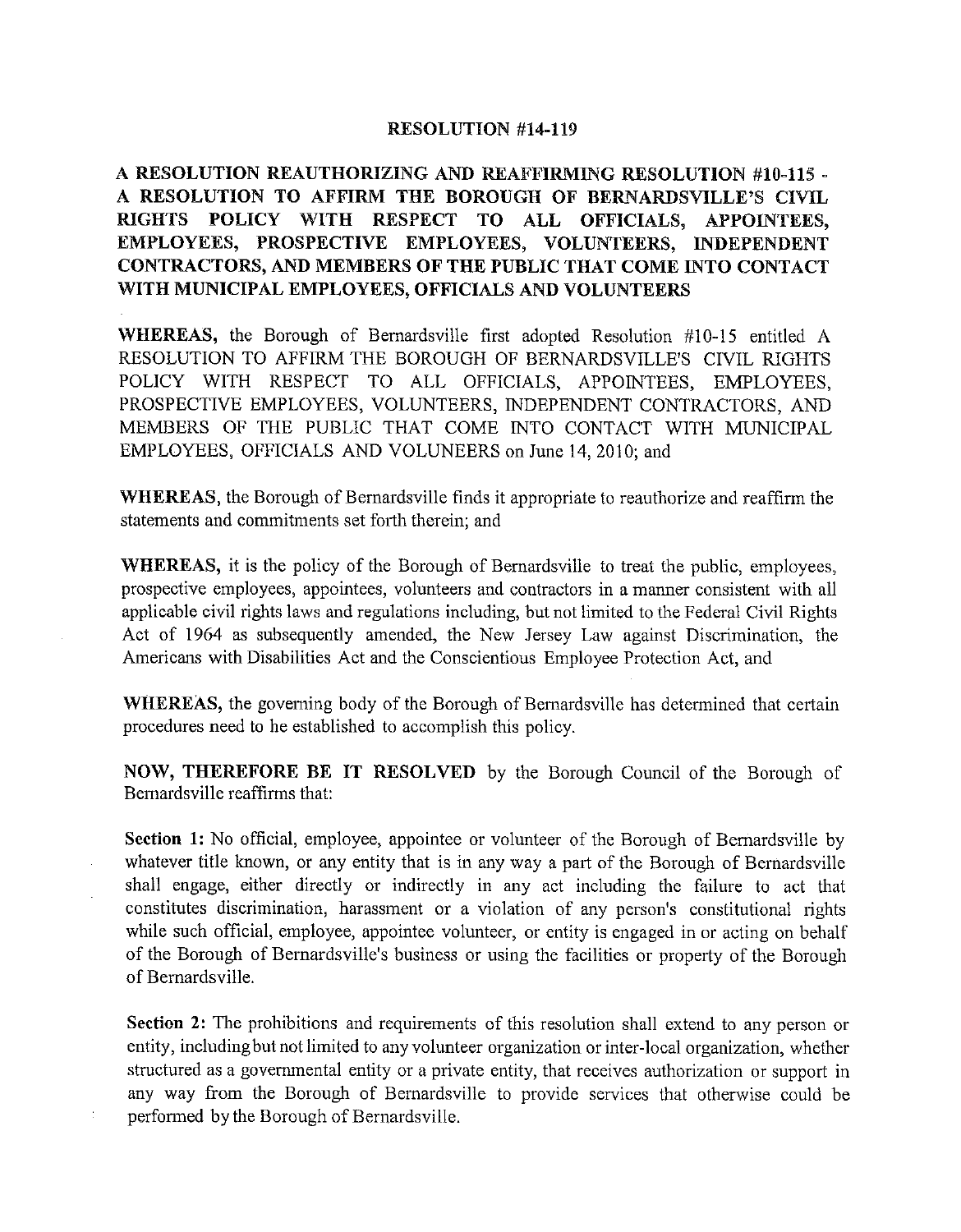# RESOLUTION #14-119

## A RESOLUTION REAUTHORIZING AND REAFFIRMING RESOLUTION #10-115 - A RESOLUTION TO AFFIRM THE BOROUGH OF BERNARDSVILLE'S CIVIL RIGHTS POLICY WITH RESPECT TO ALL OFFICIALS, APPOINTEES, EMPLOYEES, PROSPECTIVE EMPLOYEES, VOLUNTEERS, INDEPENDENT CONTRACTORS, AND MEMBERS OF THE PUBLIC THAT COME INTO CONTACT WITH MUNICIPAL EMPLOYEES, OFFICIALS AND VOLUNTEERS

**WHEREAS,** the Borough of Bernardsville first adopted Resolution #10-15 entitled A RESOLUTION TO AFFIRM THE BOROUGH OF BERNARDSVILLE'S CIVIL RIGHTS POLICY WITH RESPECT TO ALL OFFICIALS, APPOINTEES, EMPLOYEES, PROSPECTIVE EMPLOYEES, VOLUNTEERS, INDEPENDENT CONTRACTORS, AND MEMBERS OF THE PUBLIC THAT COME INTO CONTACT WITH MUNICIPAL EMPLOYEES, OFFICIALS AND VOLUNEERS on June 14, 2010; and

**WHEREAS,** the Borough of Bernardsville finds it appropriate to reauthorize and reaffirm the statements and commitments set forth therein; and

**WHEREAS,** it is the policy of the Borough of Bernardsville to treat the public, employees, prospective employees, appointees, volunteers and contractors in a manner consistent with all applicable civil rights laws and regulations including, but not limited to the Federal Civil Rights Act of 1964 as subsequently amended, the New Jersey Law against Discrimination, the Americans with Disabilities Act and the Conscientious Employee Protection Act, and

**WHEREAS,** the governing body of the Borough of Bernardsville has determined that certain procedures need to he established to accomplish this policy.

**NOW, THEREFORE BE IT RESOLVED** by the Borough Council of the Borough of Bernardsville reaffirms that:

**Section 1:** No official, employee, appointee or volunteer of the Borough of Bernardsville by whatever title known, or any entity that is in any way a part of the Borough of Bernardsville shall engage, either directly or indirectly in any act including the failure to act that constitutes discrimination, harassment or a violation of any person's constitutional rights while such official, employee, appointee volunteer, or entity is engaged in or acting on behalf of the Borough of Bernardsville's business or using the facilities or property of the Borough of Bernardsville.

**Section 2:** The prohibitions and requirements of this resolution shall extend to any person or entity, including but not limited to any volunteer organization or inter-local organization, whether structured as a governmental entity or a private entity, that receives authorization or support in any way from the Borough of Bernardsville to provide services that otherwise could be performed by the Borough of Bernardsville.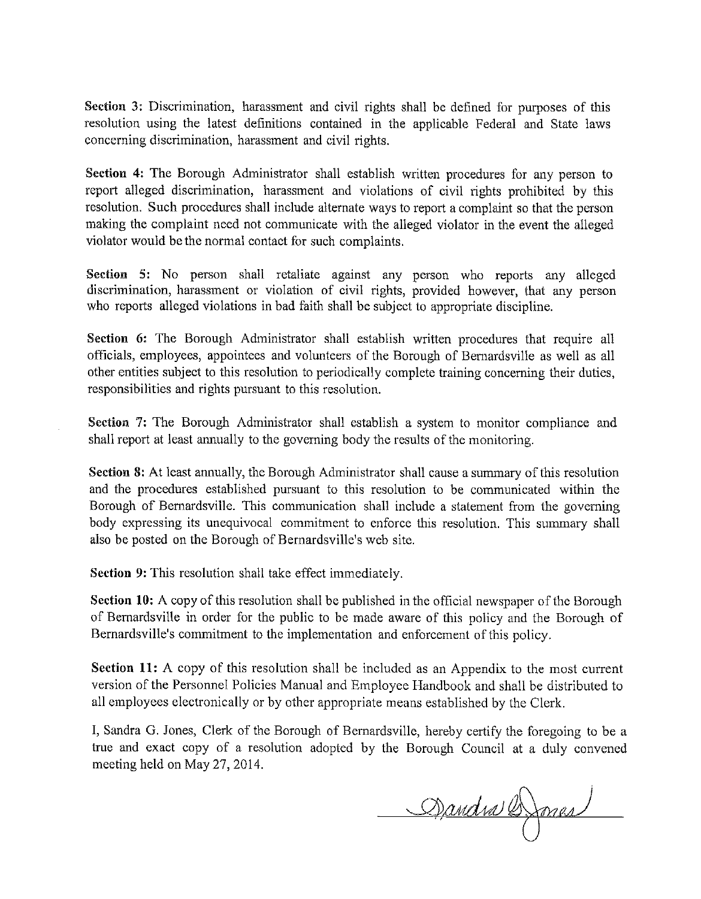**Section 3:** Discrimination, harassment and civil rights shall be defined for purposes of this resolution using the latest definitions contained in the applicable Federal and State laws concerning discrimination, harassment and civil rights.

**Section 4:** The Borough Administrator shall establish written procedures for any person to report alleged discrimination, harassment and violations of civil rights prohibited by this resolution. Such procedures shall include alternate ways to report a complaint so that the person making the complaint need not communicate with the alleged violator in the event the alleged violator would be the normal contact for such complaints.

**Section 5:** No person shall retaliate against any person who reports any alleged discrimination, harassment or violation of civil rights, provided however, that any person who reports alleged violations in bad faith shall be subject to appropriate discipline.

**Section 6:** The Borough Administrator shall establish written procedures that require all officials, employees, appointees and volunteers of the Borough of Bernardsville as well as all other entities subject to this resolution to periodically complete training concerning their duties, responsibilities and rights pursuant to this resolution.

**Section 7:** The Borough Administrator shall establish a system to monitor compliance and shall report at least annually to the governing body the results of the monitoring.

**Section 8:** At least annually, the Borough Administrator shall cause a summary of this resolution and the procedures established pursuant to this resolution to be communicated within the Borough of Bernardsville. This communication shall include a statement from the governing body expressing its unequivocal commitment to enforce this resolution. This summary shall also be posted on the Borough of Bernardsville's web site.

**Section 9:** This resolution shall take effect immediately.

**Section 10:** A copy of this resolution shall be published in the official newspaper of the Borough of Bernardsville in order for the public to be made aware of this policy and the Borough of Bernardsville's commitment to the implementation and enforcement of this policy.

**Section 11:** A copy of this resolution shall be included as an Appendix to the most current version of the Personnel Policies Manual and Employee Handbook and shall be distributed to all employees electronically or by other appropriate means established by the Clerk.

I, Sandra G. Jones, Clerk of the Borough of Bernardsville, hereby certify the foregoing to be a true and exact copy of a resolution adopted by the Borough Council at a duly convened meeting held on May 27, 2014.

Sandra G. Jones